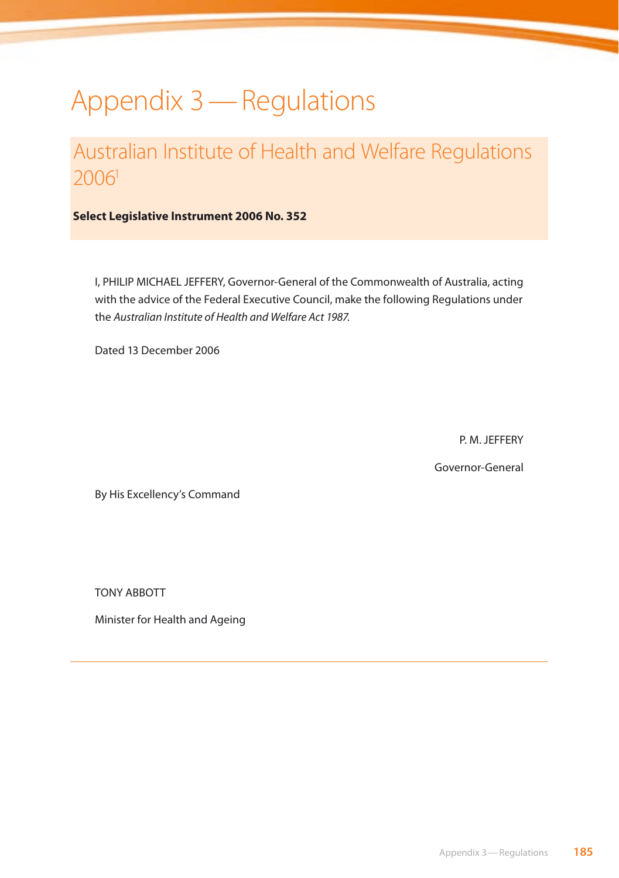# Appendix 3 — Regulations

## Australian Institute of Health and Welfare Regulations 2006[1]

**Select Legislative Instrument 2006 No. 352**

I, PHILIP MICHAEL JEFFERY, Governor-General of the Commonwealth of Australia, acting with the advice of the Federal Executive Council, make the following Regulations under the *Australian Institute of Health and Welfare Act 1987*.

Dated 13 December 2006

P. M. JEFFERY

Governor-General

By His Excellency's Command

TONY ABBOTT

Minister for Health and Ageing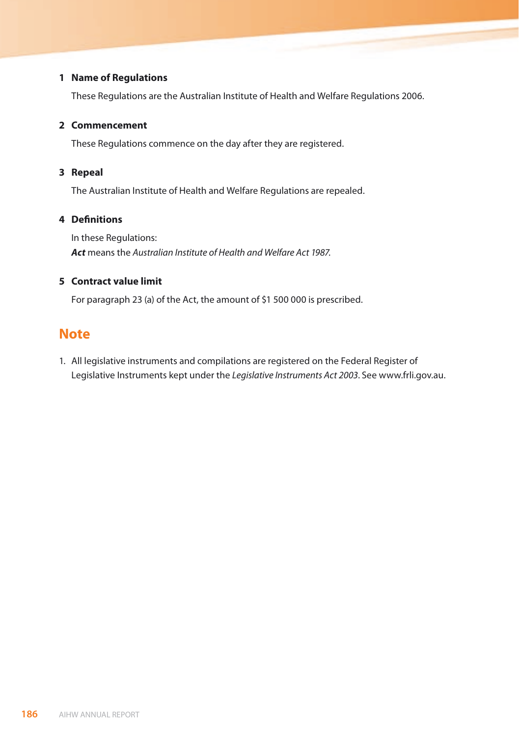## 1 Name of Regulations

These Regulations are the Australian Institute of Health and Welfare Regulations 2006.

## 2 Commencement

These Regulations commence on the day after they are registered.

## 3 Repeal

The Australian Institute of Health and Welfare Regulations are repealed.

## 4 Definitions

In these Regulations:
***Act*** means the *Australian Institute of Health and Welfare Act 1987*.

## 5 Contract value limit

For paragraph 23 (a) of the Act, the amount of $1 500 000 is prescribed.

# Note

1. All legislative instruments and compilations are registered on the Federal Register of Legislative Instruments kept under the *Legislative Instruments Act 2003*. See www.frli.gov.au.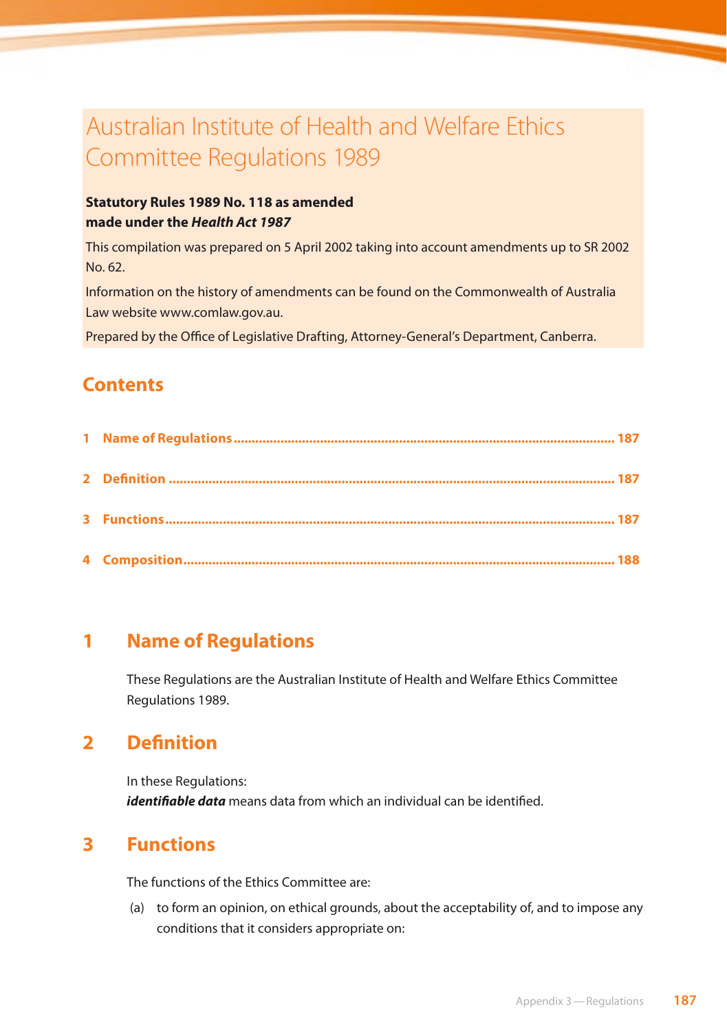# Australian Institute of Health and Welfare Ethics Committee Regulations 1989

**Statutory Rules 1989 No. 118 as amended**
**made under the *Health Act 1987***

This compilation was prepared on 5 April 2002 taking into account amendments up to SR 2002 No. 62.

Information on the history of amendments can be found on the Commonwealth of Australia Law website www.comlaw.gov.au.

Prepared by the Office of Legislative Drafting, Attorney-General's Department, Canberra.

## Contents

1 Name of Regulations ........ 187

2 Definition ........ 187

3 Functions ........ 187

4 Composition ........ 188

## 1 Name of Regulations

These Regulations are the Australian Institute of Health and Welfare Ethics Committee Regulations 1989.

## 2 Definition

In these Regulations:
***identifiable data*** means data from which an individual can be identified.

## 3 Functions

The functions of the Ethics Committee are:

(a) to form an opinion, on ethical grounds, about the acceptability of, and to impose any conditions that it considers appropriate on: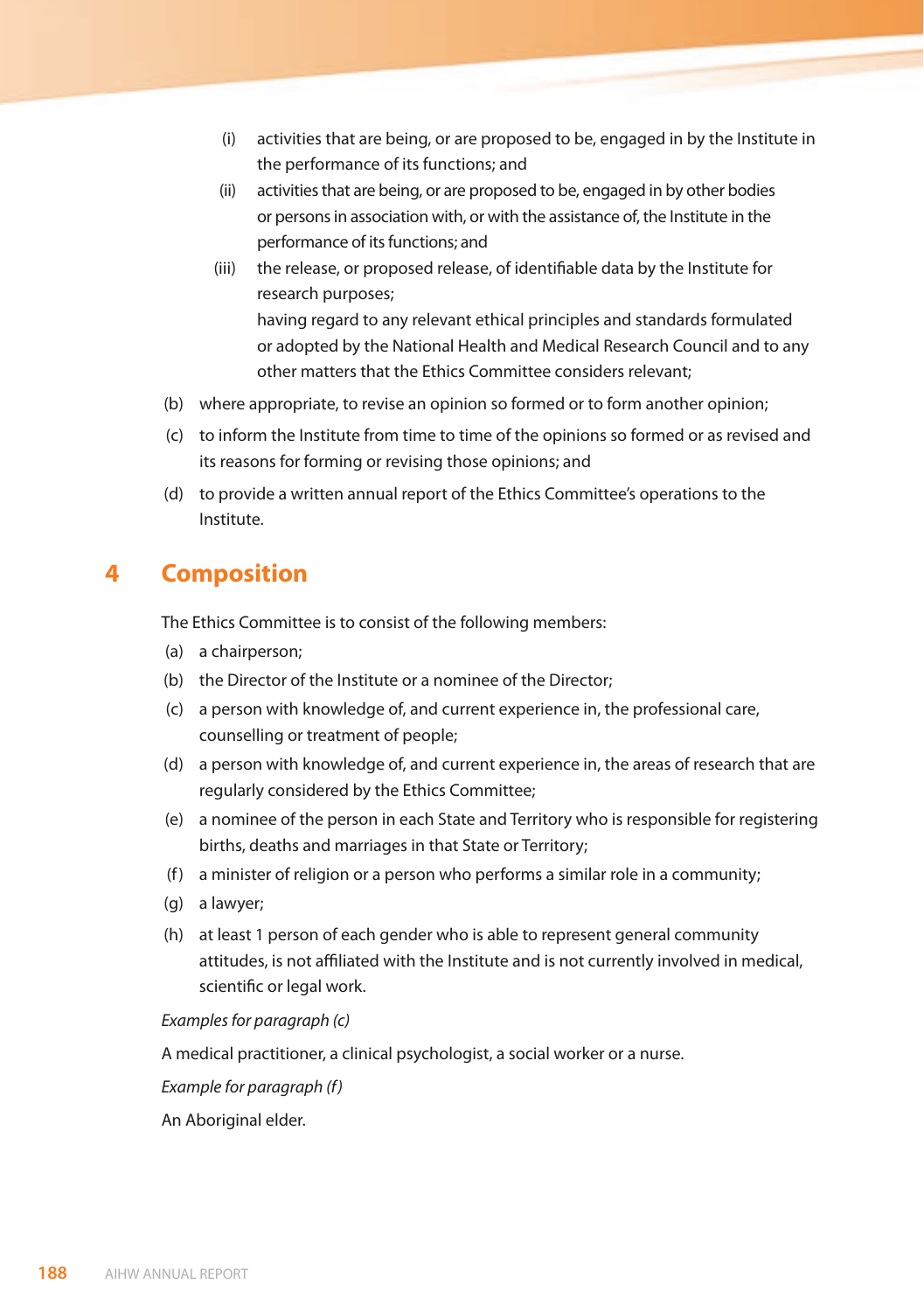(i) activities that are being, or are proposed to be, engaged in by the Institute in the performance of its functions; and

(ii) activities that are being, or are proposed to be, engaged in by other bodies or persons in association with, or with the assistance of, the Institute in the performance of its functions; and

(iii) the release, or proposed release, of identifiable data by the Institute for research purposes;

having regard to any relevant ethical principles and standards formulated or adopted by the National Health and Medical Research Council and to any other matters that the Ethics Committee considers relevant;

(b) where appropriate, to revise an opinion so formed or to form another opinion;

(c) to inform the Institute from time to time of the opinions so formed or as revised and its reasons for forming or revising those opinions; and

(d) to provide a written annual report of the Ethics Committee's operations to the Institute.

## 4 Composition

The Ethics Committee is to consist of the following members:

(a) a chairperson;

(b) the Director of the Institute or a nominee of the Director;

(c) a person with knowledge of, and current experience in, the professional care, counselling or treatment of people;

(d) a person with knowledge of, and current experience in, the areas of research that are regularly considered by the Ethics Committee;

(e) a nominee of the person in each State and Territory who is responsible for registering births, deaths and marriages in that State or Territory;

(f) a minister of religion or a person who performs a similar role in a community;

(g) a lawyer;

(h) at least 1 person of each gender who is able to represent general community attitudes, is not affiliated with the Institute and is not currently involved in medical, scientific or legal work.

*Examples for paragraph (c)*

A medical practitioner, a clinical psychologist, a social worker or a nurse.

*Example for paragraph (f)*

An Aboriginal elder.